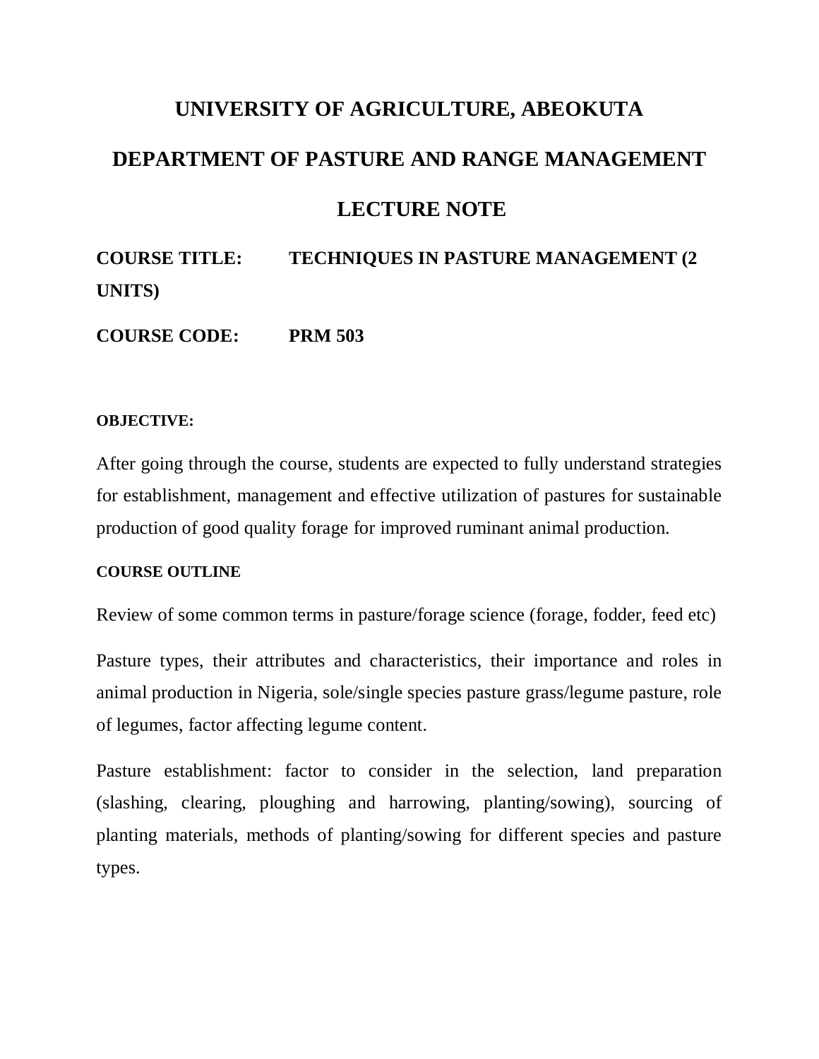# UNIVERSITY OF AGRICULTURE, ABEOKUTA

## DEPARTMENT OF PASTURE AND RANGE MANAGEMENT

## LECTURE NOTE

**COURSE TITLE: TECHNIQUES IN PASTURE MANAGEMENT (2 UNITS)**

**COURSE CODE: PRM 503**

**OBJECTIVE:**

After going through the course, students are expected to fully understand strategies for establishment, management and effective utilization of pastures for sustainable production of good quality forage for improved ruminant animal production.

**COURSE OUTLINE**

Review of some common terms in pasture/forage science (forage, fodder, feed etc)

Pasture types, their attributes and characteristics, their importance and roles in animal production in Nigeria, sole/single species pasture grass/legume pasture, role of legumes, factor affecting legume content.

Pasture establishment: factor to consider in the selection, land preparation (slashing, clearing, ploughing and harrowing, planting/sowing), sourcing of planting materials, methods of planting/sowing for different species and pasture types.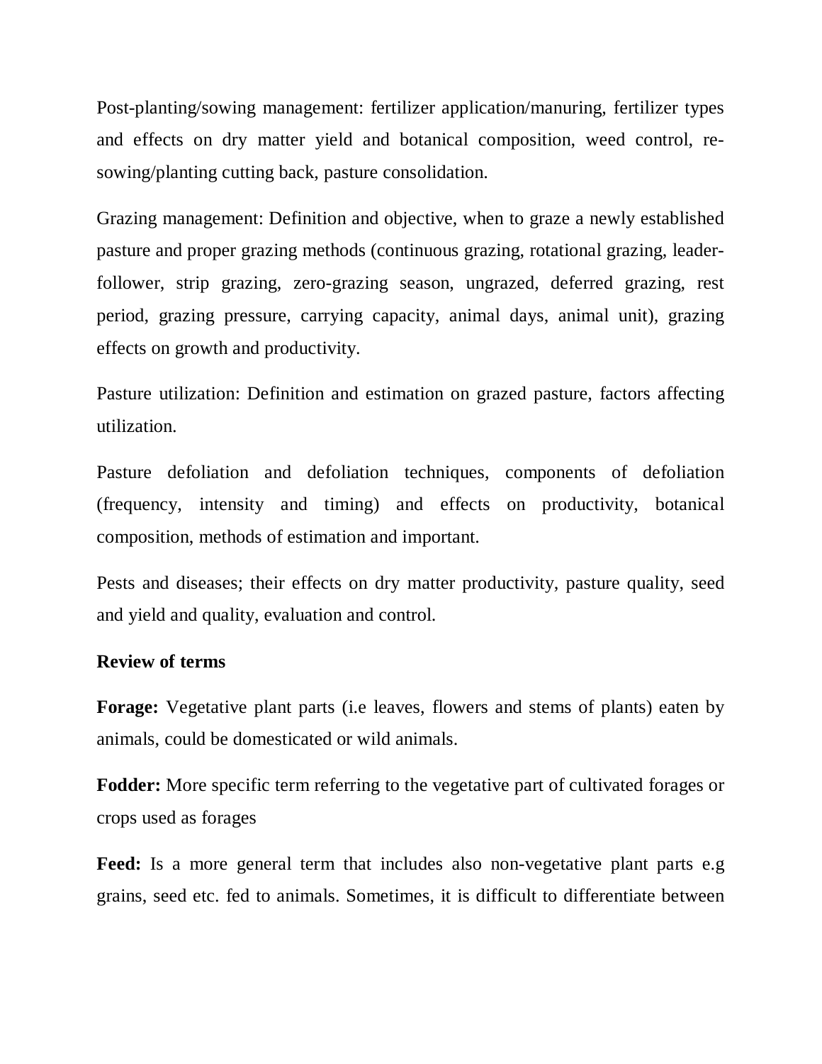Post-planting/sowing management: fertilizer application/manuring, fertilizer types and effects on dry matter yield and botanical composition, weed control, re-sowing/planting cutting back, pasture consolidation.

Grazing management: Definition and objective, when to graze a newly established pasture and proper grazing methods (continuous grazing, rotational grazing, leader-follower, strip grazing, zero-grazing season, ungrazed, deferred grazing, rest period, grazing pressure, carrying capacity, animal days, animal unit), grazing effects on growth and productivity.

Pasture utilization: Definition and estimation on grazed pasture, factors affecting utilization.

Pasture defoliation and defoliation techniques, components of defoliation (frequency, intensity and timing) and effects on productivity, botanical composition, methods of estimation and important.

Pests and diseases; their effects on dry matter productivity, pasture quality, seed and yield and quality, evaluation and control.

**Review of terms**

**Forage:** Vegetative plant parts (i.e leaves, flowers and stems of plants) eaten by animals, could be domesticated or wild animals.

**Fodder:** More specific term referring to the vegetative part of cultivated forages or crops used as forages

**Feed:** Is a more general term that includes also non-vegetative plant parts e.g grains, seed etc. fed to animals. Sometimes, it is difficult to differentiate between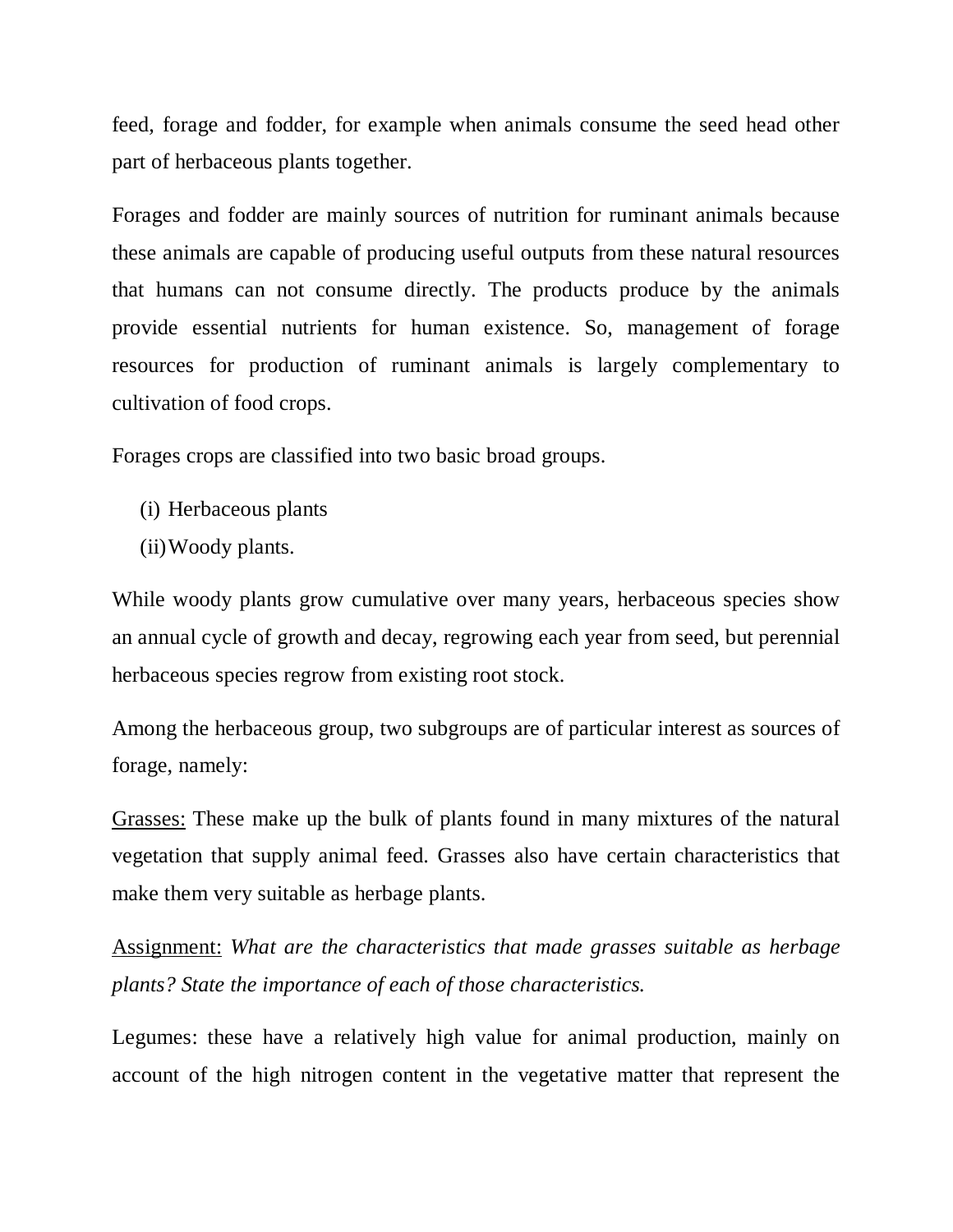feed, forage and fodder, for example when animals consume the seed head other part of herbaceous plants together.

Forages and fodder are mainly sources of nutrition for ruminant animals because these animals are capable of producing useful outputs from these natural resources that humans can not consume directly. The products produce by the animals provide essential nutrients for human existence. So, management of forage resources for production of ruminant animals is largely complementary to cultivation of food crops.

Forages crops are classified into two basic broad groups.

(i) Herbaceous plants
(ii) Woody plants.

While woody plants grow cumulative over many years, herbaceous species show an annual cycle of growth and decay, regrowing each year from seed, but perennial herbaceous species regrow from existing root stock.

Among the herbaceous group, two subgroups are of particular interest as sources of forage, namely:

<u>Grasses:</u> These make up the bulk of plants found in many mixtures of the natural vegetation that supply animal feed. Grasses also have certain characteristics that make them very suitable as herbage plants.

<u>Assignment:</u> *What are the characteristics that made grasses suitable as herbage plants? State the importance of each of those characteristics.*

Legumes: these have a relatively high value for animal production, mainly on account of the high nitrogen content in the vegetative matter that represent the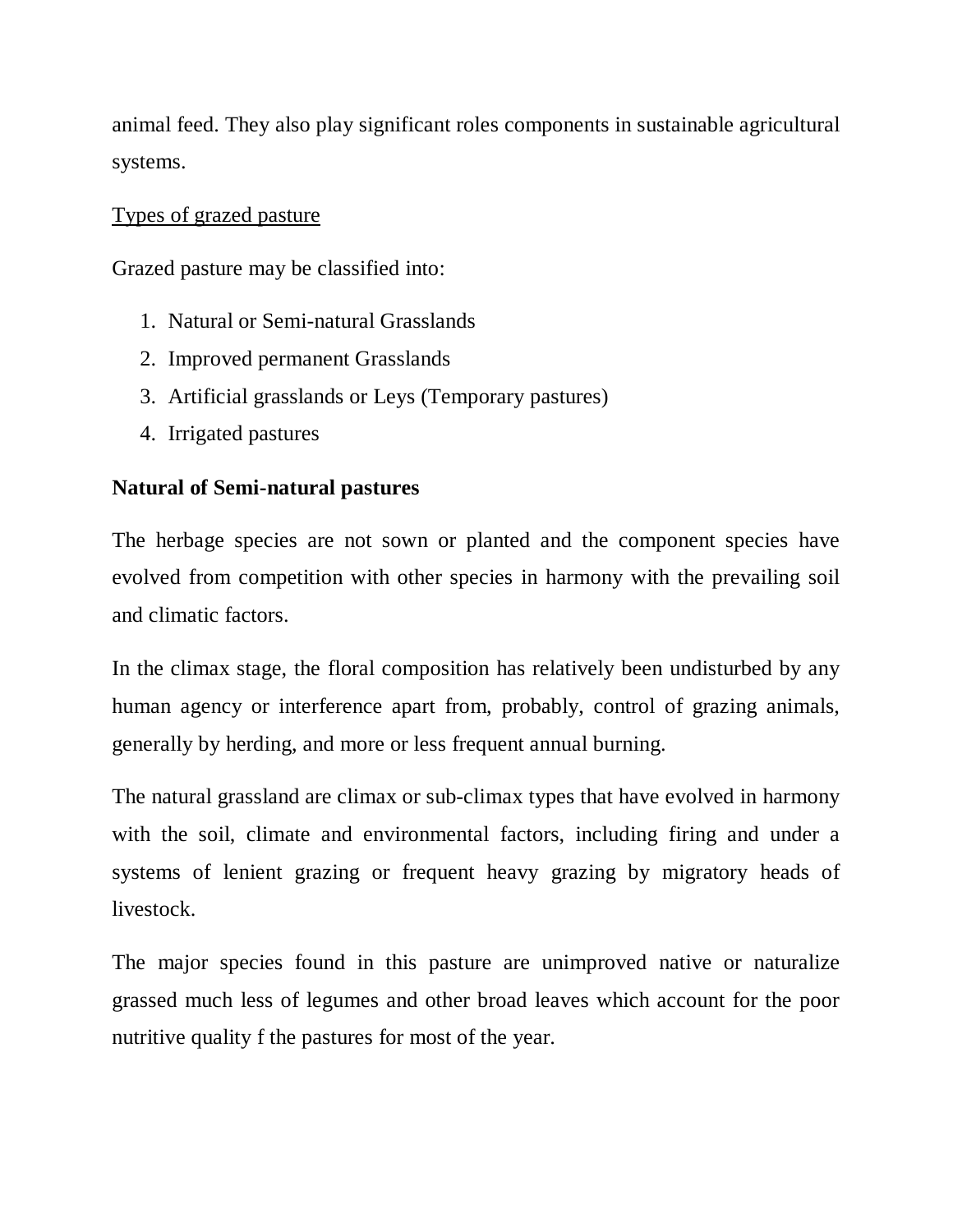animal feed. They also play significant roles components in sustainable agricultural systems.

<u>Types of grazed pasture</u>

Grazed pasture may be classified into:

1. Natural or Semi-natural Grasslands
2. Improved permanent Grasslands
3. Artificial grasslands or Leys (Temporary pastures)
4. Irrigated pastures

**Natural of Semi-natural pastures**

The herbage species are not sown or planted and the component species have evolved from competition with other species in harmony with the prevailing soil and climatic factors.

In the climax stage, the floral composition has relatively been undisturbed by any human agency or interference apart from, probably, control of grazing animals, generally by herding, and more or less frequent annual burning.

The natural grassland are climax or sub-climax types that have evolved in harmony with the soil, climate and environmental factors, including firing and under a systems of lenient grazing or frequent heavy grazing by migratory heads of livestock.

The major species found in this pasture are unimproved native or naturalize grassed much less of legumes and other broad leaves which account for the poor nutritive quality f the pastures for most of the year.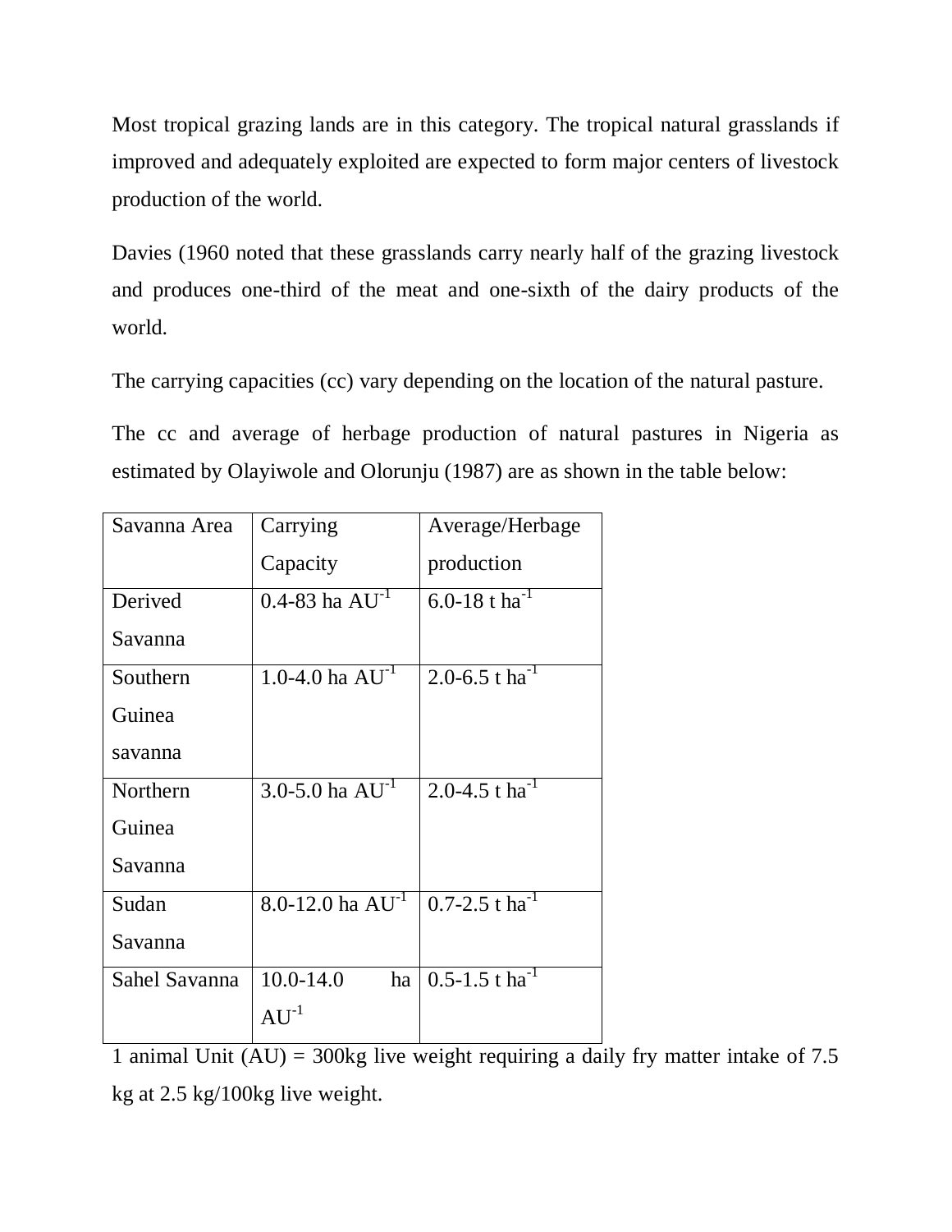Most tropical grazing lands are in this category. The tropical natural grasslands if improved and adequately exploited are expected to form major centers of livestock production of the world.

Davies (1960 noted that these grasslands carry nearly half of the grazing livestock and produces one-third of the meat and one-sixth of the dairy products of the world.

The carrying capacities (cc) vary depending on the location of the natural pasture.

The cc and average of herbage production of natural pastures in Nigeria as estimated by Olayiwole and Olorunju (1987) are as shown in the table below:

| Savanna Area | Carrying Capacity | Average/Herbage production |
|---|---|---|
| Derived Savanna | 0.4-83 ha $AU^{-1}$ | 6.0-18 t $ha^{-1}$ |
| Southern Guinea savanna | 1.0-4.0 ha $AU^{-1}$ | 2.0-6.5 t $ha^{-1}$ |
| Northern Guinea Savanna | 3.0-5.0 ha $AU^{-1}$ | 2.0-4.5 t $ha^{-1}$ |
| Sudan Savanna | 8.0-12.0 ha $AU^{-1}$ | 0.7-2.5 t $ha^{-1}$ |
| Sahel Savanna | 10.0-14.0 ha $AU^{-1}$ | 0.5-1.5 t $ha^{-1}$ |

1 animal Unit (AU) = 300kg live weight requiring a daily fry matter intake of 7.5 kg at 2.5 kg/100kg live weight.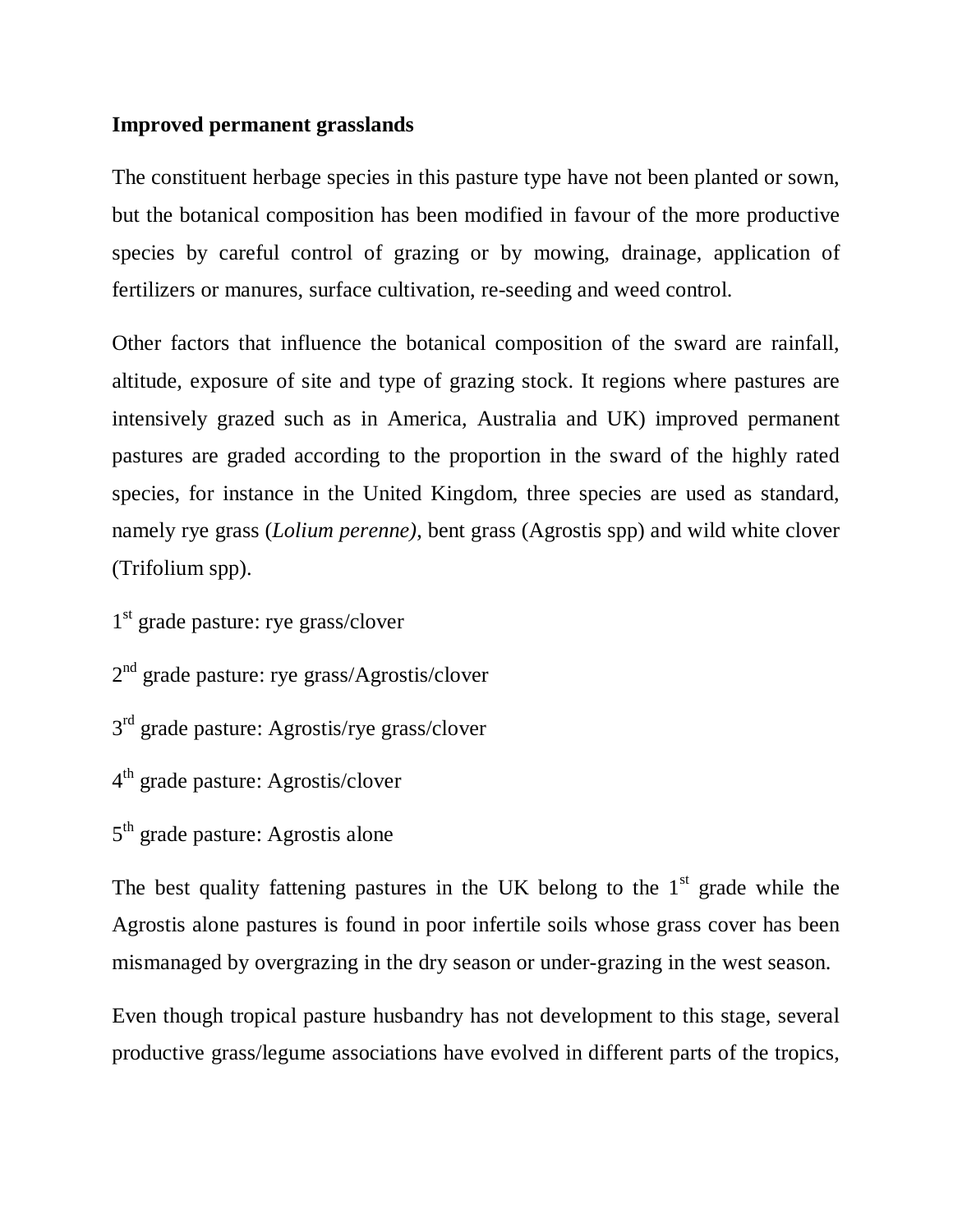**Improved permanent grasslands**

The constituent herbage species in this pasture type have not been planted or sown, but the botanical composition has been modified in favour of the more productive species by careful control of grazing or by mowing, drainage, application of fertilizers or manures, surface cultivation, re-seeding and weed control.

Other factors that influence the botanical composition of the sward are rainfall, altitude, exposure of site and type of grazing stock. It regions where pastures are intensively grazed such as in America, Australia and UK) improved permanent pastures are graded according to the proportion in the sward of the highly rated species, for instance in the United Kingdom, three species are used as standard, namely rye grass (*Lolium perenne),* bent grass (Agrostis spp) and wild white clover (Trifolium spp).

1st grade pasture: rye grass/clover

2nd grade pasture: rye grass/Agrostis/clover

3rd grade pasture: Agrostis/rye grass/clover

4th grade pasture: Agrostis/clover

5th grade pasture: Agrostis alone

The best quality fattening pastures in the UK belong to the 1st grade while the Agrostis alone pastures is found in poor infertile soils whose grass cover has been mismanaged by overgrazing in the dry season or under-grazing in the west season.

Even though tropical pasture husbandry has not development to this stage, several productive grass/legume associations have evolved in different parts of the tropics,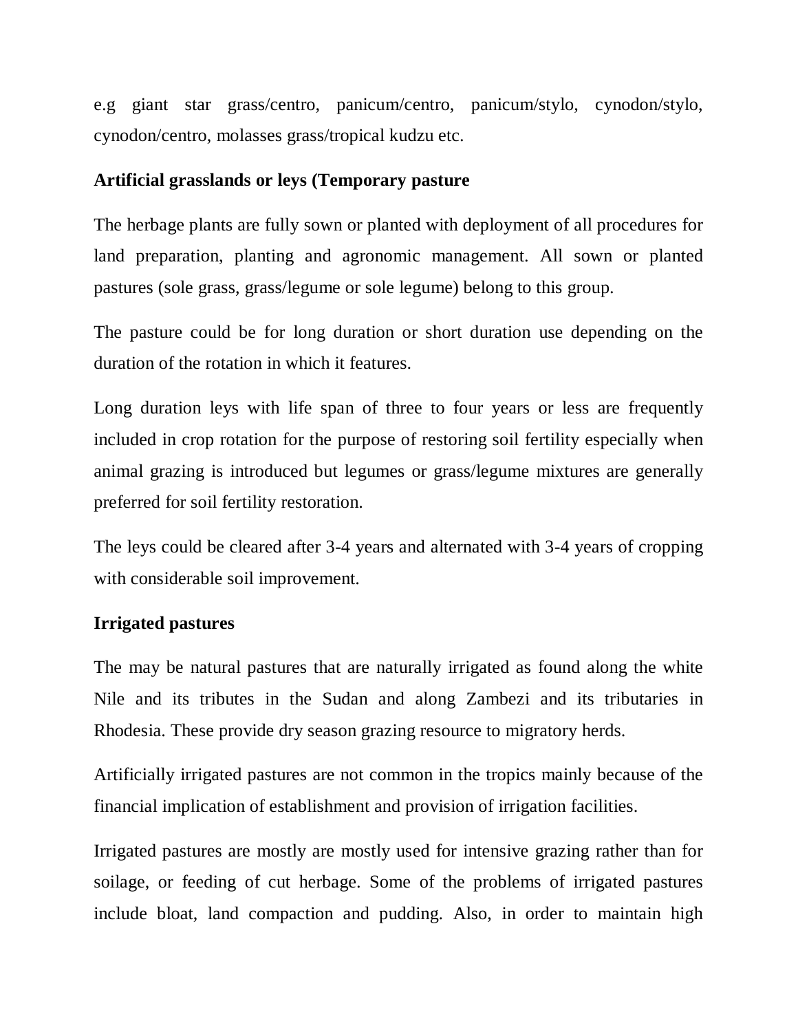e.g giant star grass/centro, panicum/centro, panicum/stylo, cynodon/stylo, cynodon/centro, molasses grass/tropical kudzu etc.

**Artificial grasslands or leys (Temporary pasture**

The herbage plants are fully sown or planted with deployment of all procedures for land preparation, planting and agronomic management. All sown or planted pastures (sole grass, grass/legume or sole legume) belong to this group.

The pasture could be for long duration or short duration use depending on the duration of the rotation in which it features.

Long duration leys with life span of three to four years or less are frequently included in crop rotation for the purpose of restoring soil fertility especially when animal grazing is introduced but legumes or grass/legume mixtures are generally preferred for soil fertility restoration.

The leys could be cleared after 3-4 years and alternated with 3-4 years of cropping with considerable soil improvement.

**Irrigated pastures**

The may be natural pastures that are naturally irrigated as found along the white Nile and its tributes in the Sudan and along Zambezi and its tributaries in Rhodesia. These provide dry season grazing resource to migratory herds.

Artificially irrigated pastures are not common in the tropics mainly because of the financial implication of establishment and provision of irrigation facilities.

Irrigated pastures are mostly are mostly used for intensive grazing rather than for soilage, or feeding of cut herbage. Some of the problems of irrigated pastures include bloat, land compaction and pudding. Also, in order to maintain high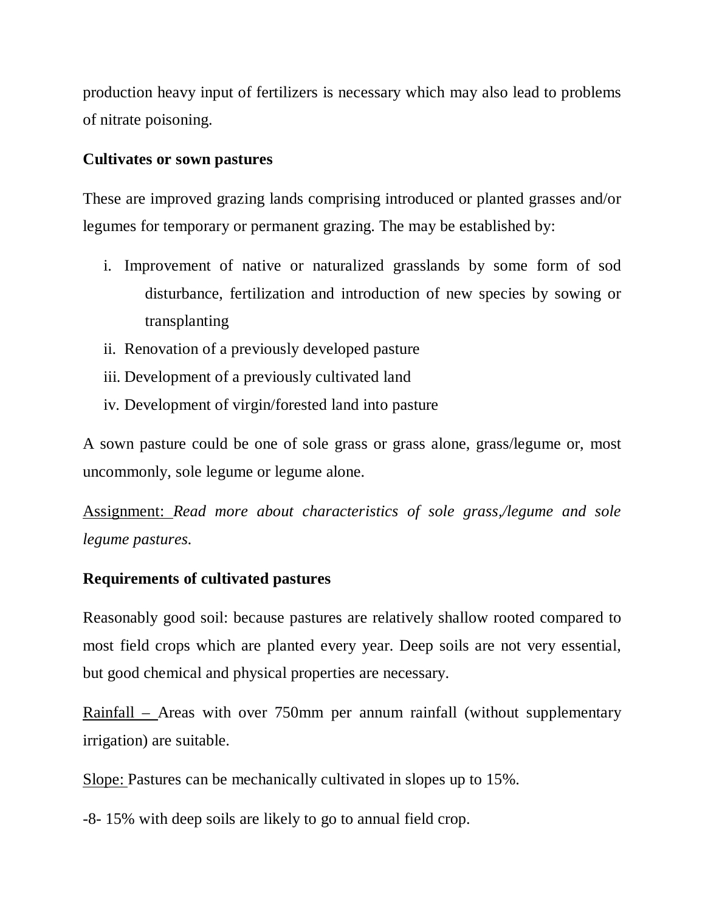production heavy input of fertilizers is necessary which may also lead to problems of nitrate poisoning.

**Cultivates or sown pastures**

These are improved grazing lands comprising introduced or planted grasses and/or legumes for temporary or permanent grazing. The may be established by:

i. Improvement of native or naturalized grasslands by some form of sod disturbance, fertilization and introduction of new species by sowing or transplanting
ii. Renovation of a previously developed pasture
iii. Development of a previously cultivated land
iv. Development of virgin/forested land into pasture

A sown pasture could be one of sole grass or grass alone, grass/legume or, most uncommonly, sole legume or legume alone.

Assignment: *Read more about characteristics of sole grass,/legume and sole legume pastures.*

**Requirements of cultivated pastures**

Reasonably good soil: because pastures are relatively shallow rooted compared to most field crops which are planted every year. Deep soils are not very essential, but good chemical and physical properties are necessary.

Rainfall – Areas with over 750mm per annum rainfall (without supplementary irrigation) are suitable.

Slope: Pastures can be mechanically cultivated in slopes up to 15%.

-8- 15% with deep soils are likely to go to annual field crop.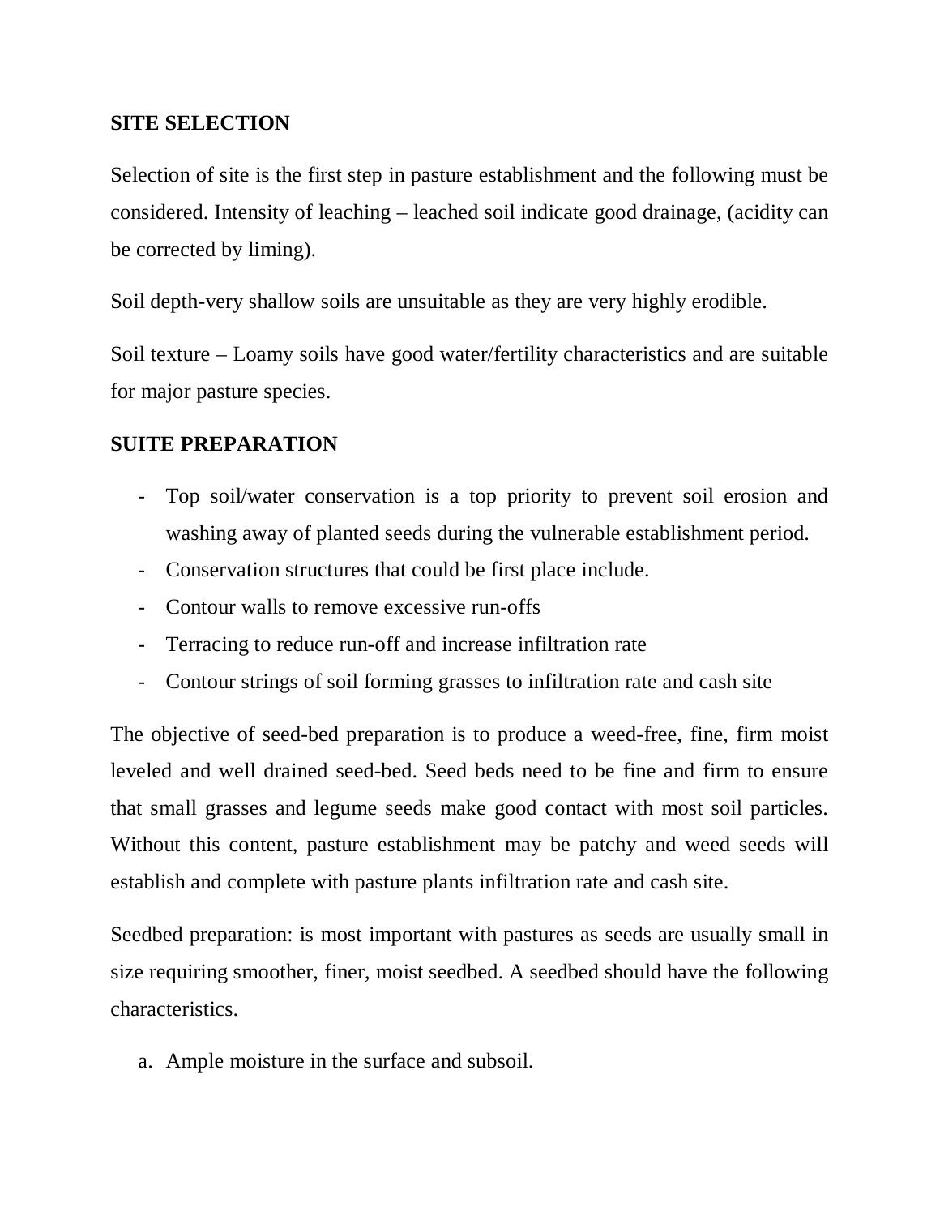## SITE SELECTION

Selection of site is the first step in pasture establishment and the following must be considered. Intensity of leaching – leached soil indicate good drainage, (acidity can be corrected by liming).

Soil depth-very shallow soils are unsuitable as they are very highly erodible.

Soil texture – Loamy soils have good water/fertility characteristics and are suitable for major pasture species.

## SUITE PREPARATION

- Top soil/water conservation is a top priority to prevent soil erosion and washing away of planted seeds during the vulnerable establishment period.
- Conservation structures that could be first place include.
- Contour walls to remove excessive run-offs
- Terracing to reduce run-off and increase infiltration rate
- Contour strings of soil forming grasses to infiltration rate and cash site

The objective of seed-bed preparation is to produce a weed-free, fine, firm moist leveled and well drained seed-bed. Seed beds need to be fine and firm to ensure that small grasses and legume seeds make good contact with most soil particles. Without this content, pasture establishment may be patchy and weed seeds will establish and complete with pasture plants infiltration rate and cash site.

Seedbed preparation: is most important with pastures as seeds are usually small in size requiring smoother, finer, moist seedbed. A seedbed should have the following characteristics.

a. Ample moisture in the surface and subsoil.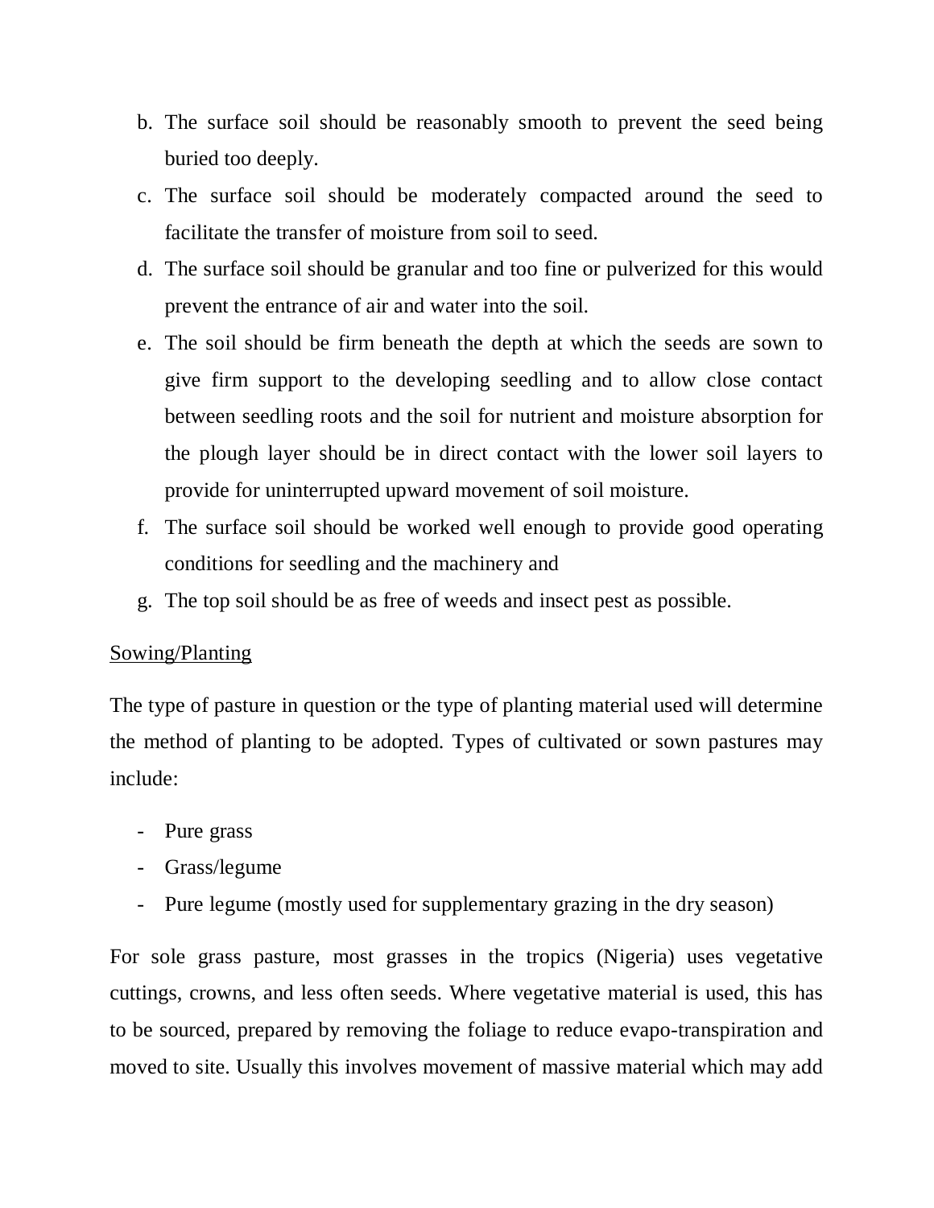b. The surface soil should be reasonably smooth to prevent the seed being buried too deeply.
c. The surface soil should be moderately compacted around the seed to facilitate the transfer of moisture from soil to seed.
d. The surface soil should be granular and too fine or pulverized for this would prevent the entrance of air and water into the soil.
e. The soil should be firm beneath the depth at which the seeds are sown to give firm support to the developing seedling and to allow close contact between seedling roots and the soil for nutrient and moisture absorption for the plough layer should be in direct contact with the lower soil layers to provide for uninterrupted upward movement of soil moisture.
f. The surface soil should be worked well enough to provide good operating conditions for seedling and the machinery and
g. The top soil should be as free of weeds and insect pest as possible.

<u>Sowing/Planting</u>

The type of pasture in question or the type of planting material used will determine the method of planting to be adopted. Types of cultivated or sown pastures may include:

- Pure grass
- Grass/legume
- Pure legume (mostly used for supplementary grazing in the dry season)

For sole grass pasture, most grasses in the tropics (Nigeria) uses vegetative cuttings, crowns, and less often seeds. Where vegetative material is used, this has to be sourced, prepared by removing the foliage to reduce evapo-transpiration and moved to site. Usually this involves movement of massive material which may add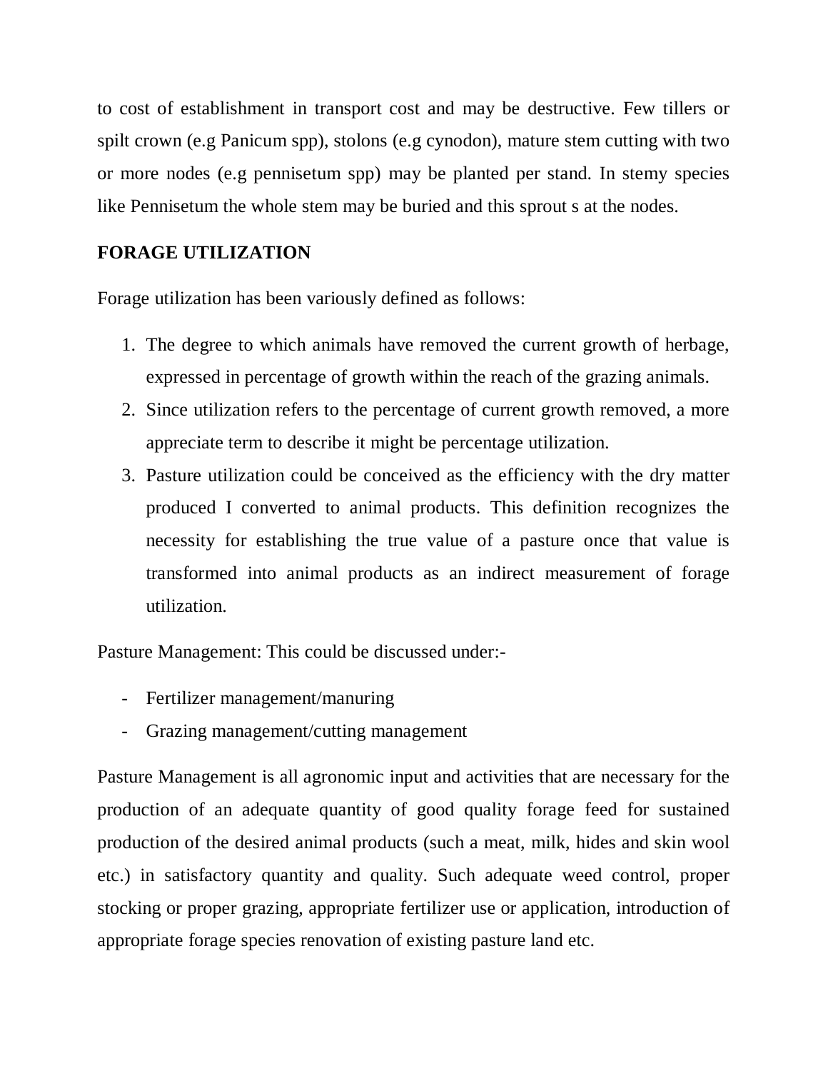to cost of establishment in transport cost and may be destructive. Few tillers or spilt crown (e.g Panicum spp), stolons (e.g cynodon), mature stem cutting with two or more nodes (e.g pennisetum spp) may be planted per stand. In stemy species like Pennisetum the whole stem may be buried and this sprout s at the nodes.

## FORAGE UTILIZATION

Forage utilization has been variously defined as follows:

1. The degree to which animals have removed the current growth of herbage, expressed in percentage of growth within the reach of the grazing animals.
2. Since utilization refers to the percentage of current growth removed, a more appreciate term to describe it might be percentage utilization.
3. Pasture utilization could be conceived as the efficiency with the dry matter produced I converted to animal products. This definition recognizes the necessity for establishing the true value of a pasture once that value is transformed into animal products as an indirect measurement of forage utilization.

Pasture Management: This could be discussed under:-

- Fertilizer management/manuring
- Grazing management/cutting management

Pasture Management is all agronomic input and activities that are necessary for the production of an adequate quantity of good quality forage feed for sustained production of the desired animal products (such a meat, milk, hides and skin wool etc.) in satisfactory quantity and quality. Such adequate weed control, proper stocking or proper grazing, appropriate fertilizer use or application, introduction of appropriate forage species renovation of existing pasture land etc.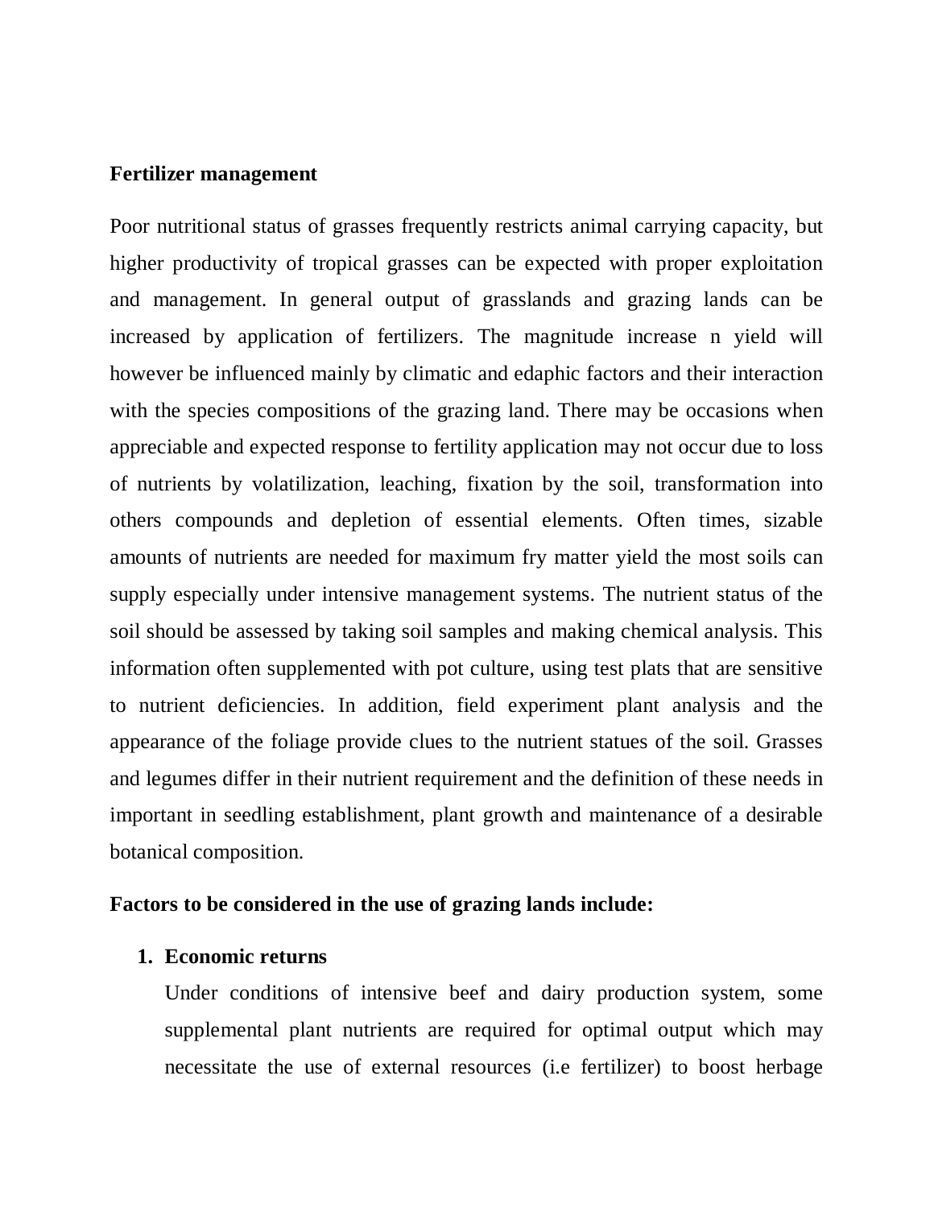**Fertilizer management**

Poor nutritional status of grasses frequently restricts animal carrying capacity, but higher productivity of tropical grasses can be expected with proper exploitation and management. In general output of grasslands and grazing lands can be increased by application of fertilizers. The magnitude increase n yield will however be influenced mainly by climatic and edaphic factors and their interaction with the species compositions of the grazing land. There may be occasions when appreciable and expected response to fertility application may not occur due to loss of nutrients by volatilization, leaching, fixation by the soil, transformation into others compounds and depletion of essential elements. Often times, sizable amounts of nutrients are needed for maximum fry matter yield the most soils can supply especially under intensive management systems. The nutrient status of the soil should be assessed by taking soil samples and making chemical analysis. This information often supplemented with pot culture, using test plats that are sensitive to nutrient deficiencies. In addition, field experiment plant analysis and the appearance of the foliage provide clues to the nutrient statues of the soil. Grasses and legumes differ in their nutrient requirement and the definition of these needs in important in seedling establishment, plant growth and maintenance of a desirable botanical composition.

**Factors to be considered in the use of grazing lands include:**

1. **Economic returns**

   Under conditions of intensive beef and dairy production system, some supplemental plant nutrients are required for optimal output which may necessitate the use of external resources (i.e fertilizer) to boost herbage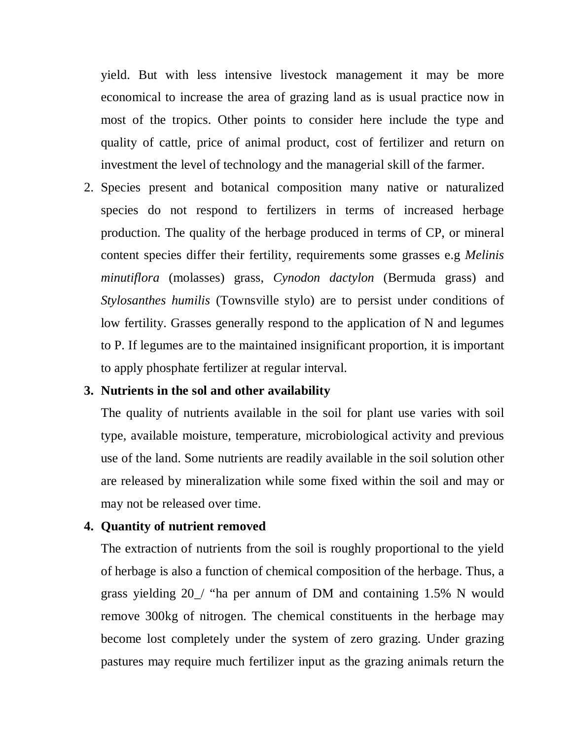yield. But with less intensive livestock management it may be more economical to increase the area of grazing land as is usual practice now in most of the tropics. Other points to consider here include the type and quality of cattle, price of animal product, cost of fertilizer and return on investment the level of technology and the managerial skill of the farmer.

2. Species present and botanical composition many native or naturalized species do not respond to fertilizers in terms of increased herbage production. The quality of the herbage produced in terms of CP, or mineral content species differ their fertility, requirements some grasses e.g *Melinis minutiflora* (molasses) grass, *Cynodon dactylon* (Bermuda grass) and *Stylosanthes humilis* (Townsville stylo) are to persist under conditions of low fertility. Grasses generally respond to the application of N and legumes to P. If legumes are to the maintained insignificant proportion, it is important to apply phosphate fertilizer at regular interval.

3. **Nutrients in the sol and other availability**

   The quality of nutrients available in the soil for plant use varies with soil type, available moisture, temperature, microbiological activity and previous use of the land. Some nutrients are readily available in the soil solution other are released by mineralization while some fixed within the soil and may or may not be released over time.

4. **Quantity of nutrient removed**

   The extraction of nutrients from the soil is roughly proportional to the yield of herbage is also a function of chemical composition of the herbage. Thus, a grass yielding 20_/ "ha per annum of DM and containing 1.5% N would remove 300kg of nitrogen. The chemical constituents in the herbage may become lost completely under the system of zero grazing. Under grazing pastures may require much fertilizer input as the grazing animals return the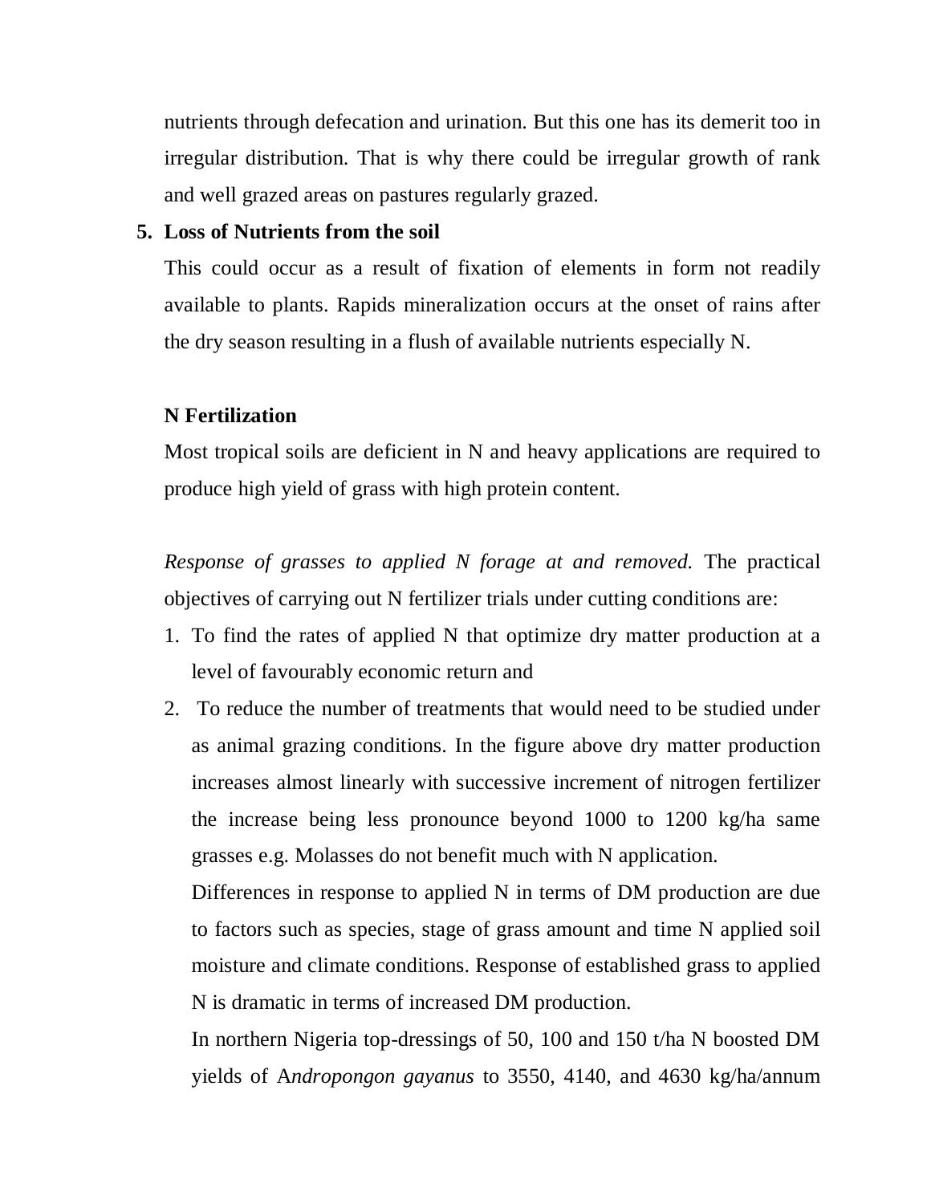nutrients through defecation and urination. But this one has its demerit too in irregular distribution. That is why there could be irregular growth of rank and well grazed areas on pastures regularly grazed.

5. **Loss of Nutrients from the soil**

   This could occur as a result of fixation of elements in form not readily available to plants. Rapids mineralization occurs at the onset of rains after the dry season resulting in a flush of available nutrients especially N.

**N Fertilization**

Most tropical soils are deficient in N and heavy applications are required to produce high yield of grass with high protein content.

*Response of grasses to applied N forage at and removed.* The practical objectives of carrying out N fertilizer trials under cutting conditions are:

1. To find the rates of applied N that optimize dry matter production at a level of favourably economic return and
2. To reduce the number of treatments that would need to be studied under as animal grazing conditions. In the figure above dry matter production increases almost linearly with successive increment of nitrogen fertilizer the increase being less pronounce beyond 1000 to 1200 kg/ha same grasses e.g. Molasses do not benefit much with N application.

   Differences in response to applied N in terms of DM production are due to factors such as species, stage of grass amount and time N applied soil moisture and climate conditions. Response of established grass to applied N is dramatic in terms of increased DM production.

   In northern Nigeria top-dressings of 50, 100 and 150 t/ha N boosted DM yields of A*ndropongon gayanus* to 3550, 4140, and 4630 kg/ha/annum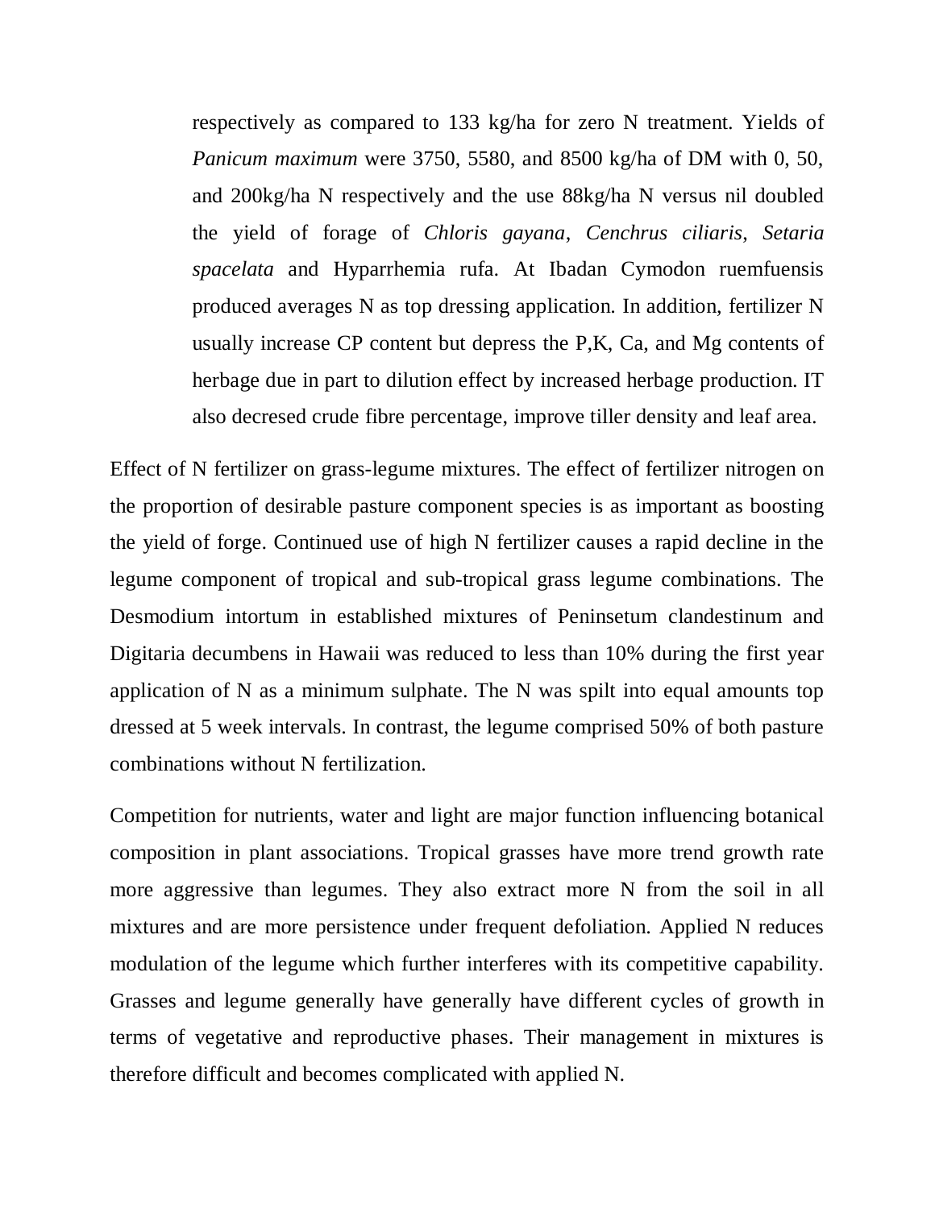respectively as compared to 133 kg/ha for zero N treatment. Yields of *Panicum maximum* were 3750, 5580, and 8500 kg/ha of DM with 0, 50, and 200kg/ha N respectively and the use 88kg/ha N versus nil doubled the yield of forage of *Chloris gayana*, *Cenchrus ciliaris*, *Setaria spacelata* and Hyparrhemia rufa. At Ibadan Cymodon ruemfuensis produced averages N as top dressing application. In addition, fertilizer N usually increase CP content but depress the P,K, Ca, and Mg contents of herbage due in part to dilution effect by increased herbage production. IT also decresed crude fibre percentage, improve tiller density and leaf area.

Effect of N fertilizer on grass-legume mixtures. The effect of fertilizer nitrogen on the proportion of desirable pasture component species is as important as boosting the yield of forge. Continued use of high N fertilizer causes a rapid decline in the legume component of tropical and sub-tropical grass legume combinations. The Desmodium intortum in established mixtures of Peninsetum clandestinum and Digitaria decumbens in Hawaii was reduced to less than 10% during the first year application of N as a minimum sulphate. The N was spilt into equal amounts top dressed at 5 week intervals. In contrast, the legume comprised 50% of both pasture combinations without N fertilization.

Competition for nutrients, water and light are major function influencing botanical composition in plant associations. Tropical grasses have more trend growth rate more aggressive than legumes. They also extract more N from the soil in all mixtures and are more persistence under frequent defoliation. Applied N reduces modulation of the legume which further interferes with its competitive capability. Grasses and legume generally have generally have different cycles of growth in terms of vegetative and reproductive phases. Their management in mixtures is therefore difficult and becomes complicated with applied N.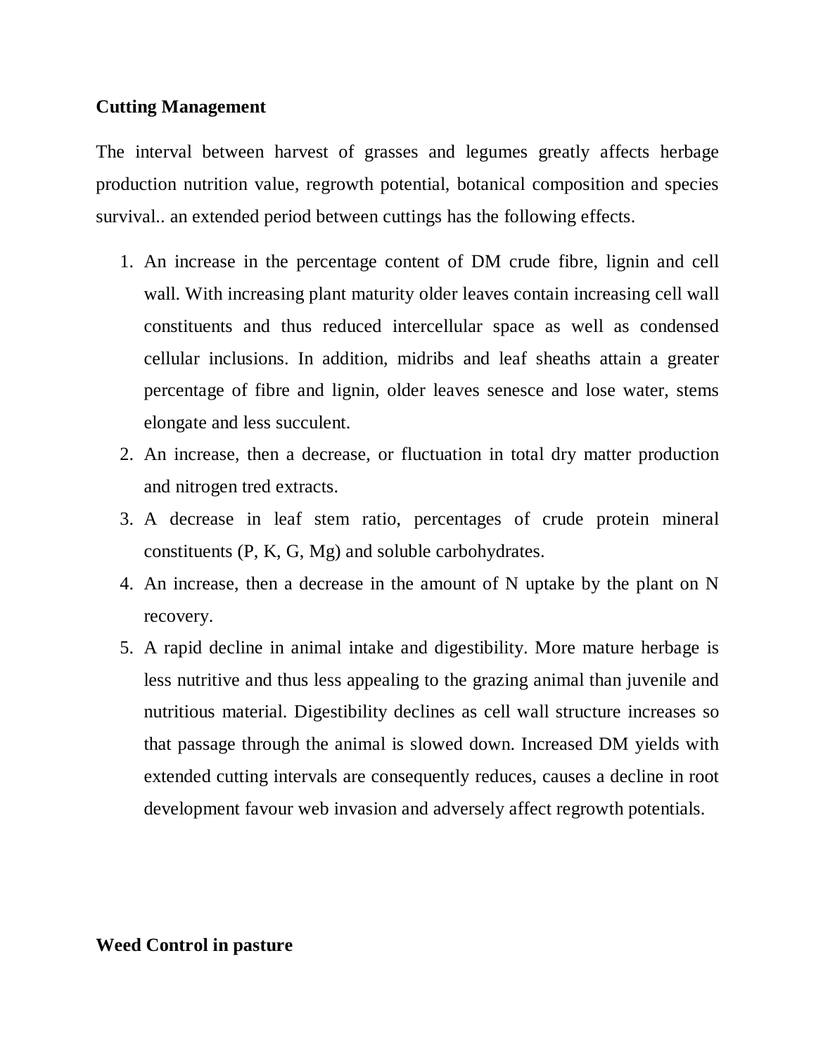**Cutting Management**

The interval between harvest of grasses and legumes greatly affects herbage production nutrition value, regrowth potential, botanical composition and species survival.. an extended period between cuttings has the following effects.

1. An increase in the percentage content of DM crude fibre, lignin and cell wall. With increasing plant maturity older leaves contain increasing cell wall constituents and thus reduced intercellular space as well as condensed cellular inclusions. In addition, midribs and leaf sheaths attain a greater percentage of fibre and lignin, older leaves senesce and lose water, stems elongate and less succulent.
2. An increase, then a decrease, or fluctuation in total dry matter production and nitrogen tred extracts.
3. A decrease in leaf stem ratio, percentages of crude protein mineral constituents (P, K, G, Mg) and soluble carbohydrates.
4. An increase, then a decrease in the amount of N uptake by the plant on N recovery.
5. A rapid decline in animal intake and digestibility. More mature herbage is less nutritive and thus less appealing to the grazing animal than juvenile and nutritious material. Digestibility declines as cell wall structure increases so that passage through the animal is slowed down. Increased DM yields with extended cutting intervals are consequently reduces, causes a decline in root development favour web invasion and adversely affect regrowth potentials.

**Weed Control in pasture**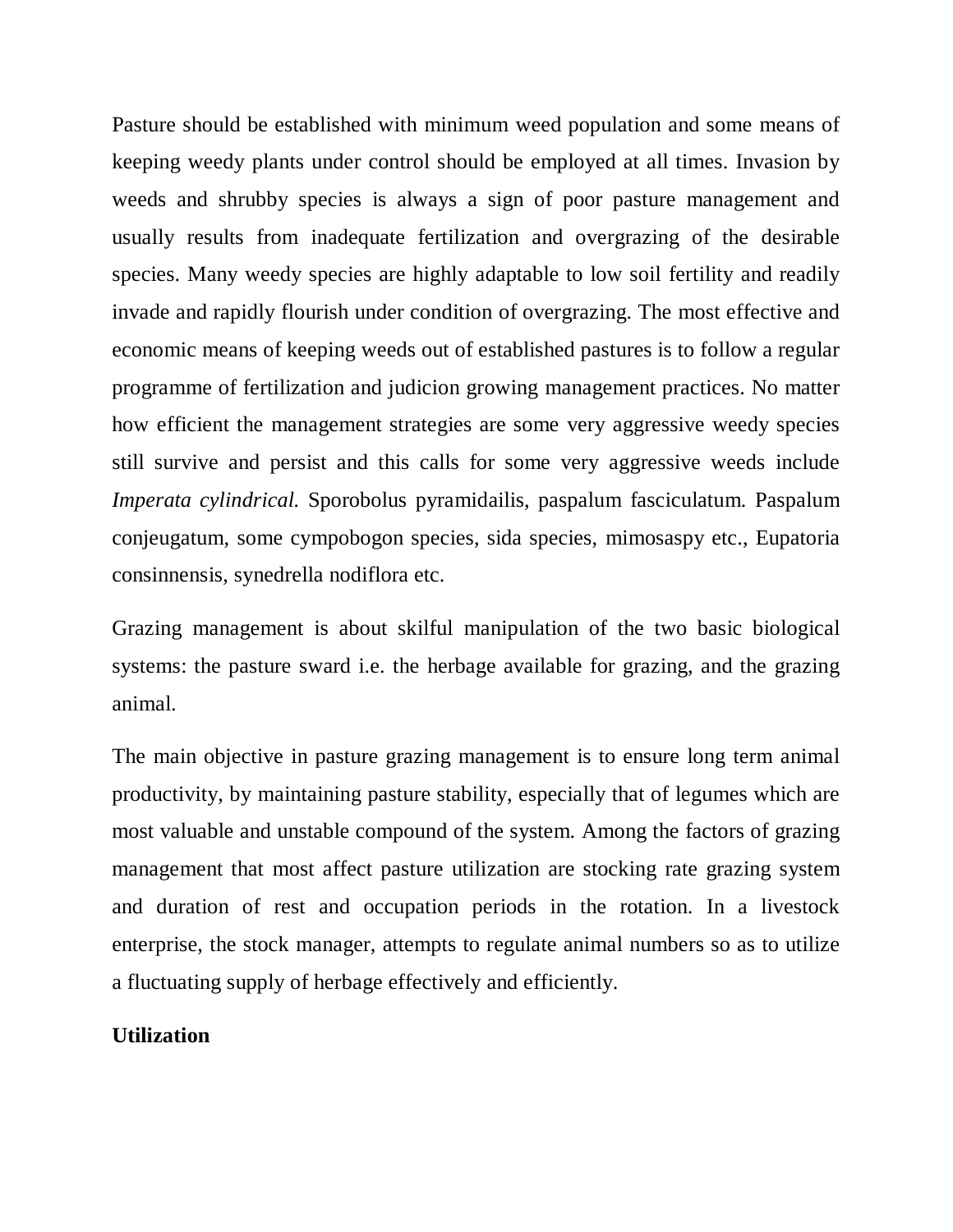Pasture should be established with minimum weed population and some means of keeping weedy plants under control should be employed at all times. Invasion by weeds and shrubby species is always a sign of poor pasture management and usually results from inadequate fertilization and overgrazing of the desirable species. Many weedy species are highly adaptable to low soil fertility and readily invade and rapidly flourish under condition of overgrazing. The most effective and economic means of keeping weeds out of established pastures is to follow a regular programme of fertilization and judicion growing management practices. No matter how efficient the management strategies are some very aggressive weedy species still survive and persist and this calls for some very aggressive weeds include *Imperata cylindrical.* Sporobolus pyramidailis, paspalum fasciculatum. Paspalum conjeugatum, some cympobogon species, sida species, mimosaspy etc., Eupatoria consinnensis, synedrella nodiflora etc.

Grazing management is about skilful manipulation of the two basic biological systems: the pasture sward i.e. the herbage available for grazing, and the grazing animal.

The main objective in pasture grazing management is to ensure long term animal productivity, by maintaining pasture stability, especially that of legumes which are most valuable and unstable compound of the system. Among the factors of grazing management that most affect pasture utilization are stocking rate grazing system and duration of rest and occupation periods in the rotation. In a livestock enterprise, the stock manager, attempts to regulate animal numbers so as to utilize a fluctuating supply of herbage effectively and efficiently.

**Utilization**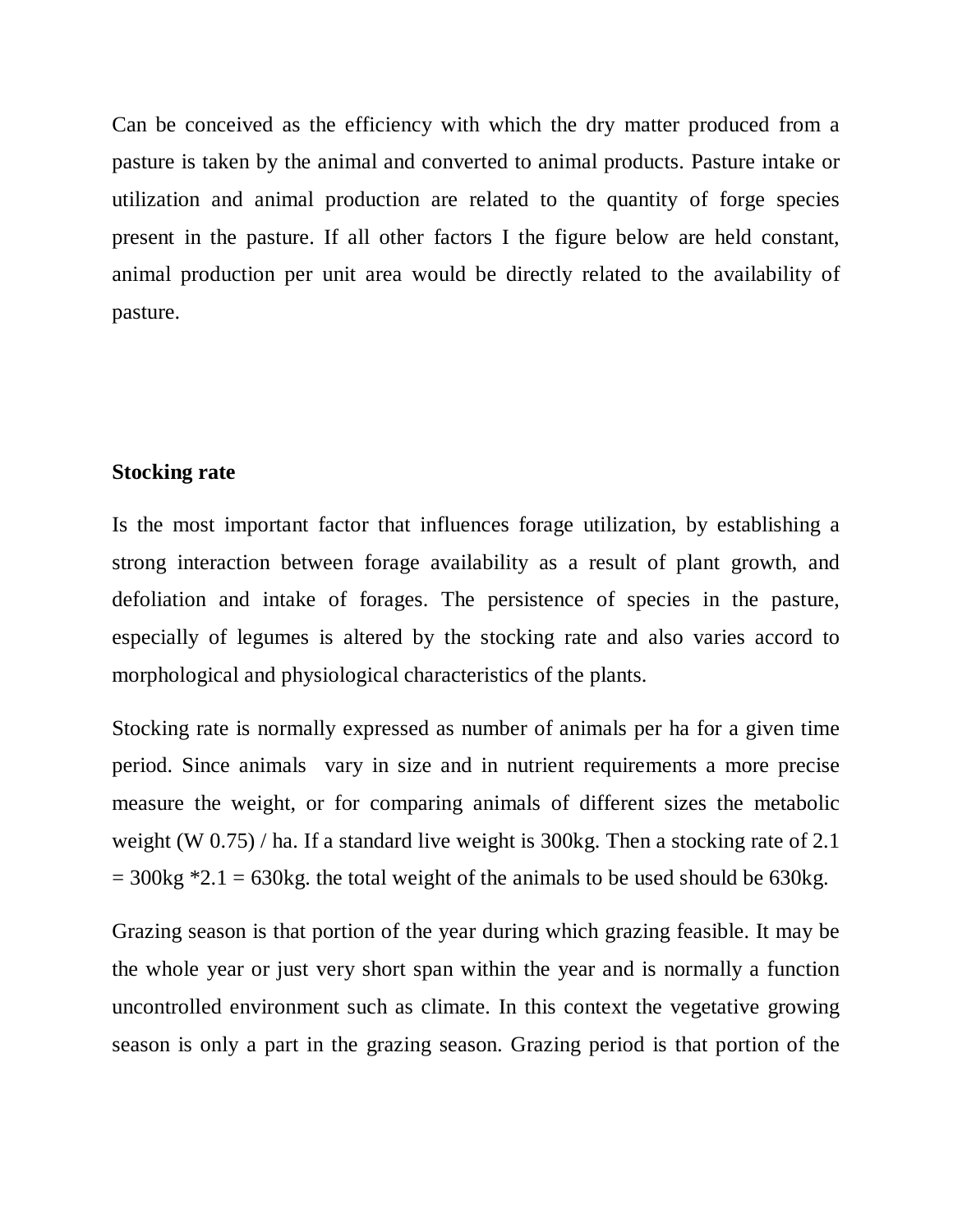Can be conceived as the efficiency with which the dry matter produced from a pasture is taken by the animal and converted to animal products. Pasture intake or utilization and animal production are related to the quantity of forge species present in the pasture. If all other factors I the figure below are held constant, animal production per unit area would be directly related to the availability of pasture.

**Stocking rate**

Is the most important factor that influences forage utilization, by establishing a strong interaction between forage availability as a result of plant growth, and defoliation and intake of forages. The persistence of species in the pasture, especially of legumes is altered by the stocking rate and also varies accord to morphological and physiological characteristics of the plants.

Stocking rate is normally expressed as number of animals per ha for a given time period. Since animals vary in size and in nutrient requirements a more precise measure the weight, or for comparing animals of different sizes the metabolic weight (W 0.75) / ha. If a standard live weight is 300kg. Then a stocking rate of 2.1 = 300kg *2.1 = 630kg. the total weight of the animals to be used should be 630kg.

Grazing season is that portion of the year during which grazing feasible. It may be the whole year or just very short span within the year and is normally a function uncontrolled environment such as climate. In this context the vegetative growing season is only a part in the grazing season. Grazing period is that portion of the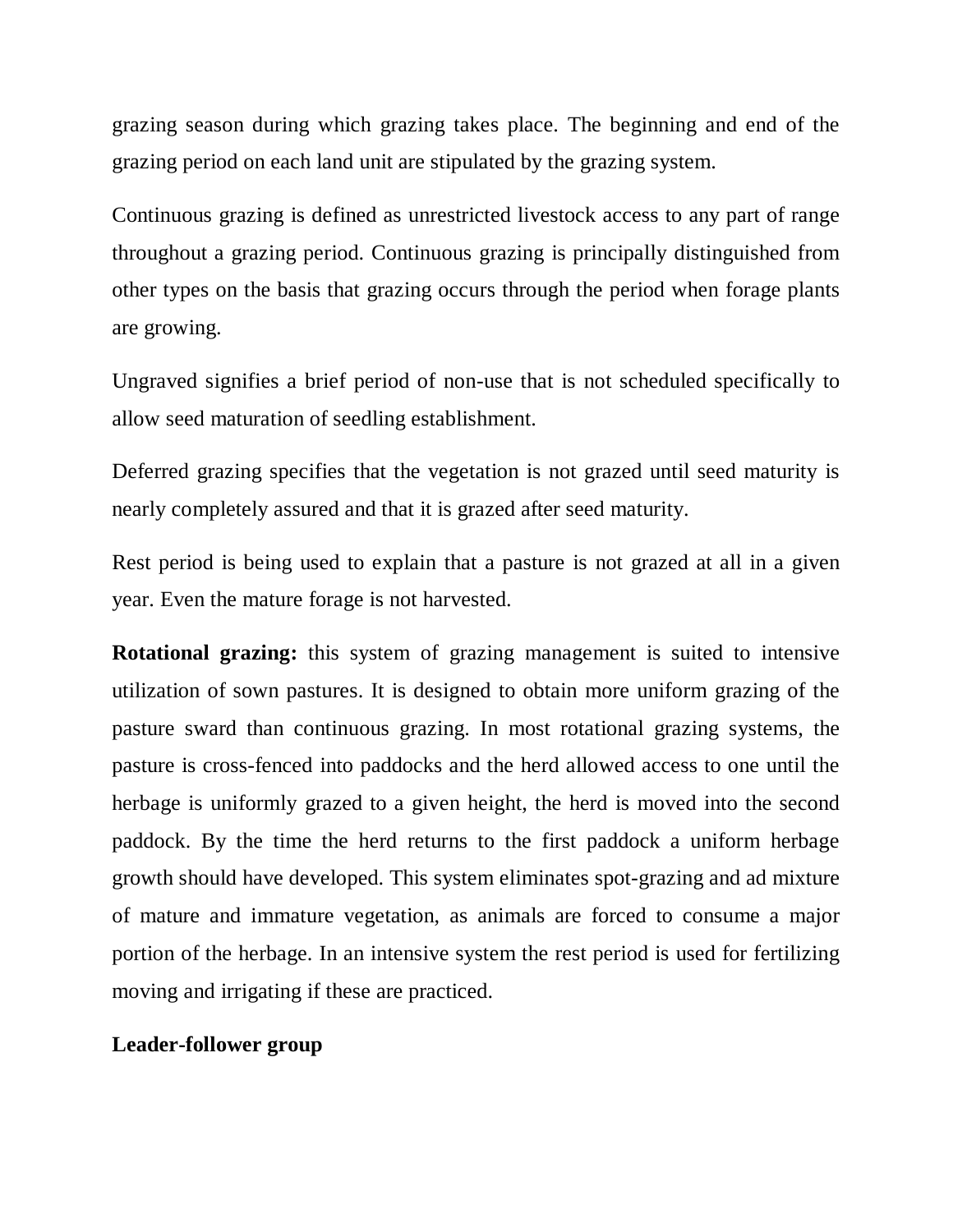grazing season during which grazing takes place. The beginning and end of the grazing period on each land unit are stipulated by the grazing system.

Continuous grazing is defined as unrestricted livestock access to any part of range throughout a grazing period. Continuous grazing is principally distinguished from other types on the basis that grazing occurs through the period when forage plants are growing.

Ungraved signifies a brief period of non-use that is not scheduled specifically to allow seed maturation of seedling establishment.

Deferred grazing specifies that the vegetation is not grazed until seed maturity is nearly completely assured and that it is grazed after seed maturity.

Rest period is being used to explain that a pasture is not grazed at all in a given year. Even the mature forage is not harvested.

**Rotational grazing:** this system of grazing management is suited to intensive utilization of sown pastures. It is designed to obtain more uniform grazing of the pasture sward than continuous grazing. In most rotational grazing systems, the pasture is cross-fenced into paddocks and the herd allowed access to one until the herbage is uniformly grazed to a given height, the herd is moved into the second paddock. By the time the herd returns to the first paddock a uniform herbage growth should have developed. This system eliminates spot-grazing and ad mixture of mature and immature vegetation, as animals are forced to consume a major portion of the herbage. In an intensive system the rest period is used for fertilizing moving and irrigating if these are practiced.

**Leader-follower group**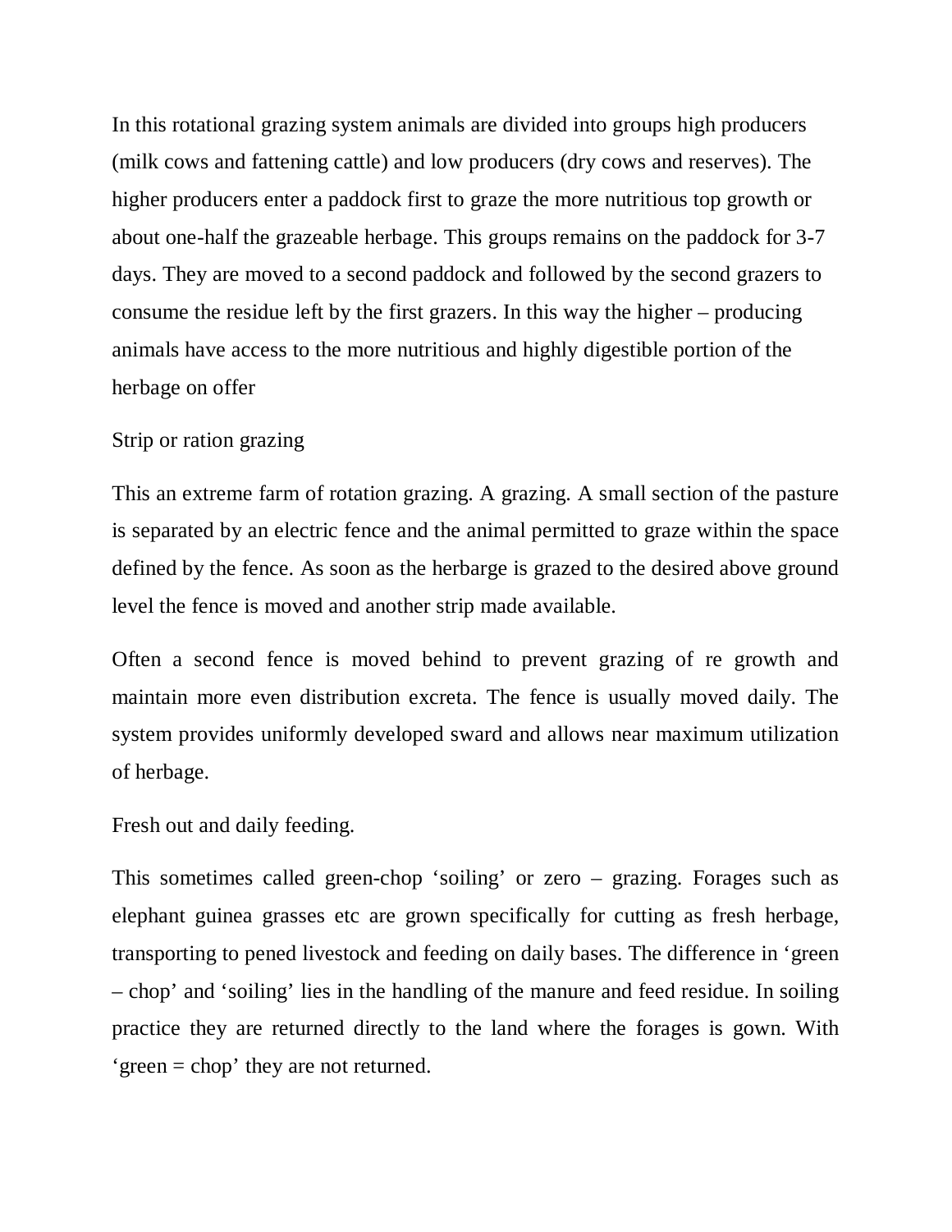In this rotational grazing system animals are divided into groups high producers (milk cows and fattening cattle) and low producers (dry cows and reserves). The higher producers enter a paddock first to graze the more nutritious top growth or about one-half the grazeable herbage. This groups remains on the paddock for 3-7 days. They are moved to a second paddock and followed by the second grazers to consume the residue left by the first grazers. In this way the higher – producing animals have access to the more nutritious and highly digestible portion of the herbage on offer

Strip or ration grazing

This an extreme farm of rotation grazing. A grazing. A small section of the pasture is separated by an electric fence and the animal permitted to graze within the space defined by the fence. As soon as the herbarge is grazed to the desired above ground level the fence is moved and another strip made available.

Often a second fence is moved behind to prevent grazing of re growth and maintain more even distribution excreta. The fence is usually moved daily. The system provides uniformly developed sward and allows near maximum utilization of herbage.

Fresh out and daily feeding.

This sometimes called green-chop 'soiling' or zero – grazing. Forages such as elephant guinea grasses etc are grown specifically for cutting as fresh herbage, transporting to pened livestock and feeding on daily bases. The difference in 'green – chop' and 'soiling' lies in the handling of the manure and feed residue. In soiling practice they are returned directly to the land where the forages is gown. With 'green = chop' they are not returned.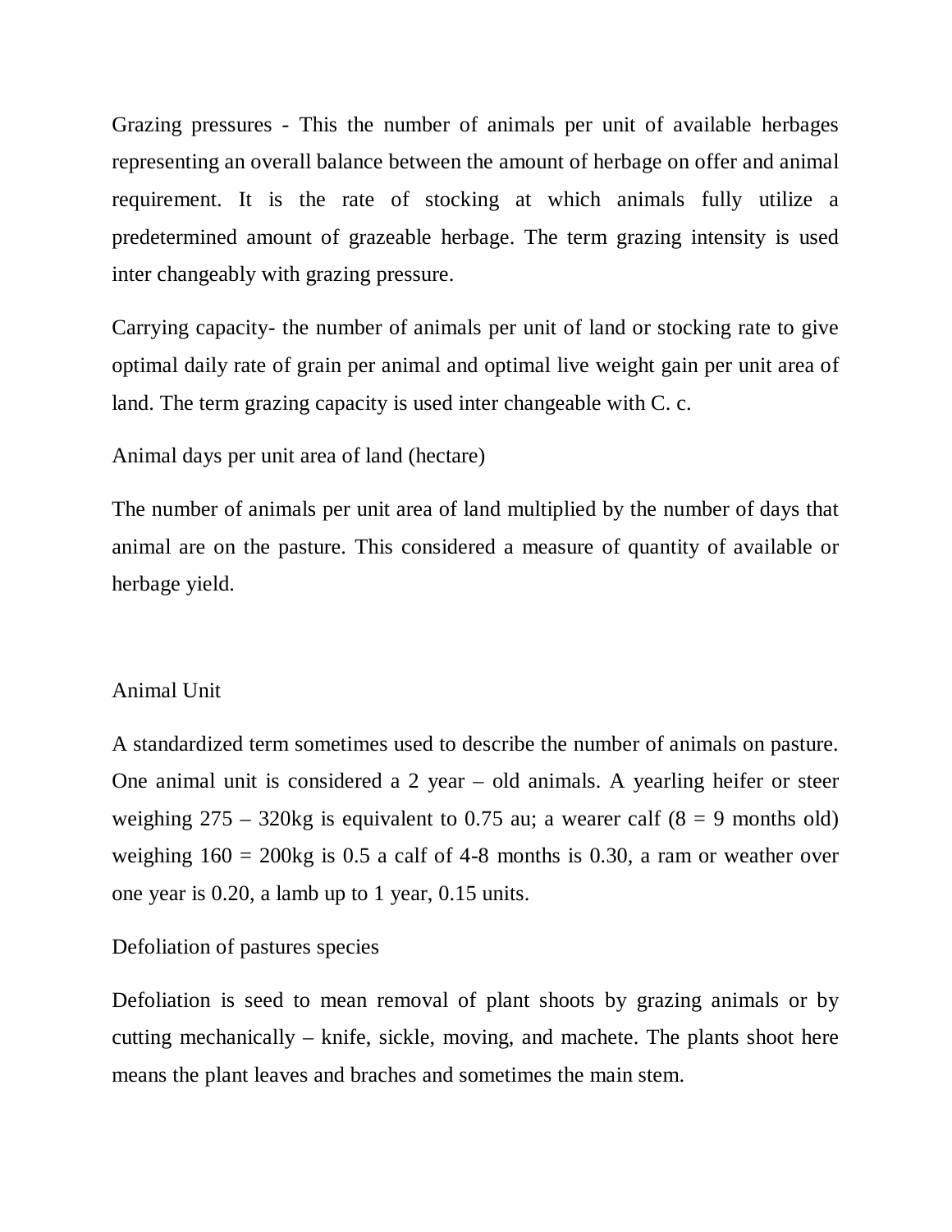Grazing pressures - This the number of animals per unit of available herbages representing an overall balance between the amount of herbage on offer and animal requirement. It is the rate of stocking at which animals fully utilize a predetermined amount of grazeable herbage. The term grazing intensity is used inter changeably with grazing pressure.

Carrying capacity- the number of animals per unit of land or stocking rate to give optimal daily rate of grain per animal and optimal live weight gain per unit area of land. The term grazing capacity is used inter changeable with C. c.

Animal days per unit area of land (hectare)

The number of animals per unit area of land multiplied by the number of days that animal are on the pasture. This considered a measure of quantity of available or herbage yield.

Animal Unit

A standardized term sometimes used to describe the number of animals on pasture. One animal unit is considered a 2 year – old animals. A yearling heifer or steer weighing 275 – 320kg is equivalent to 0.75 au; a wearer calf (8 = 9 months old) weighing 160 = 200kg is 0.5 a calf of 4-8 months is 0.30, a ram or weather over one year is 0.20, a lamb up to 1 year, 0.15 units.

Defoliation of pastures species

Defoliation is seed to mean removal of plant shoots by grazing animals or by cutting mechanically – knife, sickle, moving, and machete. The plants shoot here means the plant leaves and braches and sometimes the main stem.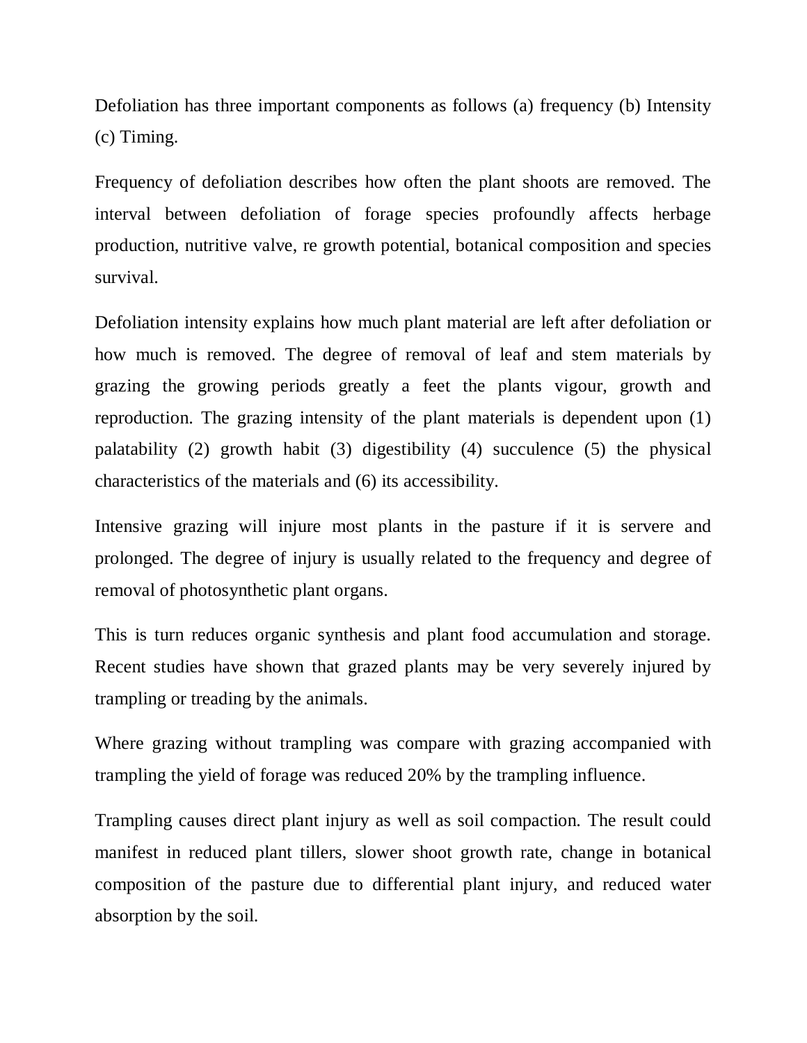Defoliation has three important components as follows (a) frequency (b) Intensity (c) Timing.

Frequency of defoliation describes how often the plant shoots are removed. The interval between defoliation of forage species profoundly affects herbage production, nutritive valve, re growth potential, botanical composition and species survival.

Defoliation intensity explains how much plant material are left after defoliation or how much is removed. The degree of removal of leaf and stem materials by grazing the growing periods greatly a feet the plants vigour, growth and reproduction. The grazing intensity of the plant materials is dependent upon (1) palatability (2) growth habit (3) digestibility (4) succulence (5) the physical characteristics of the materials and (6) its accessibility.

Intensive grazing will injure most plants in the pasture if it is servere and prolonged. The degree of injury is usually related to the frequency and degree of removal of photosynthetic plant organs.

This is turn reduces organic synthesis and plant food accumulation and storage. Recent studies have shown that grazed plants may be very severely injured by trampling or treading by the animals.

Where grazing without trampling was compare with grazing accompanied with trampling the yield of forage was reduced 20% by the trampling influence.

Trampling causes direct plant injury as well as soil compaction. The result could manifest in reduced plant tillers, slower shoot growth rate, change in botanical composition of the pasture due to differential plant injury, and reduced water absorption by the soil.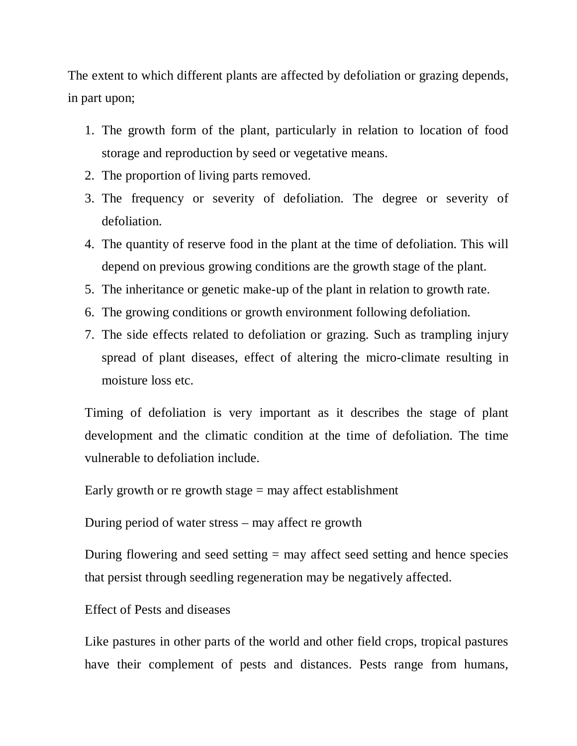The extent to which different plants are affected by defoliation or grazing depends, in part upon;

1. The growth form of the plant, particularly in relation to location of food storage and reproduction by seed or vegetative means.
2. The proportion of living parts removed.
3. The frequency or severity of defoliation. The degree or severity of defoliation.
4. The quantity of reserve food in the plant at the time of defoliation. This will depend on previous growing conditions are the growth stage of the plant.
5. The inheritance or genetic make-up of the plant in relation to growth rate.
6. The growing conditions or growth environment following defoliation.
7. The side effects related to defoliation or grazing. Such as trampling injury spread of plant diseases, effect of altering the micro-climate resulting in moisture loss etc.

Timing of defoliation is very important as it describes the stage of plant development and the climatic condition at the time of defoliation. The time vulnerable to defoliation include.

Early growth or re growth stage = may affect establishment

During period of water stress – may affect re growth

During flowering and seed setting = may affect seed setting and hence species that persist through seedling regeneration may be negatively affected.

Effect of Pests and diseases

Like pastures in other parts of the world and other field crops, tropical pastures have their complement of pests and distances. Pests range from humans,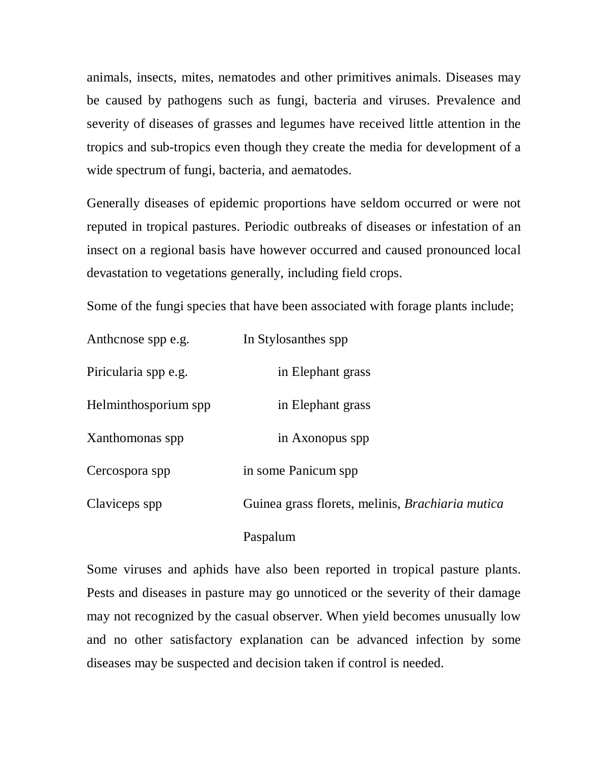animals, insects, mites, nematodes and other primitives animals. Diseases may be caused by pathogens such as fungi, bacteria and viruses. Prevalence and severity of diseases of grasses and legumes have received little attention in the tropics and sub-tropics even though they create the media for development of a wide spectrum of fungi, bacteria, and aematodes.

Generally diseases of epidemic proportions have seldom occurred or were not reputed in tropical pastures. Periodic outbreaks of diseases or infestation of an insect on a regional basis have however occurred and caused pronounced local devastation to vegetations generally, including field crops.

Some of the fungi species that have been associated with forage plants include;

| | |
|---|---|
| Anthcnose spp e.g. | In Stylosanthes spp |
| Piricularia spp e.g. | in Elephant grass |
| Helminthosporium spp | in Elephant grass |
| Xanthomonas spp | in Axonopus spp |
| Cercospora spp | in some Panicum spp |
| Claviceps spp | Guinea grass florets, melinis, *Brachiaria mutica* Paspalum |

Some viruses and aphids have also been reported in tropical pasture plants. Pests and diseases in pasture may go unnoticed or the severity of their damage may not recognized by the casual observer. When yield becomes unusually low and no other satisfactory explanation can be advanced infection by some diseases may be suspected and decision taken if control is needed.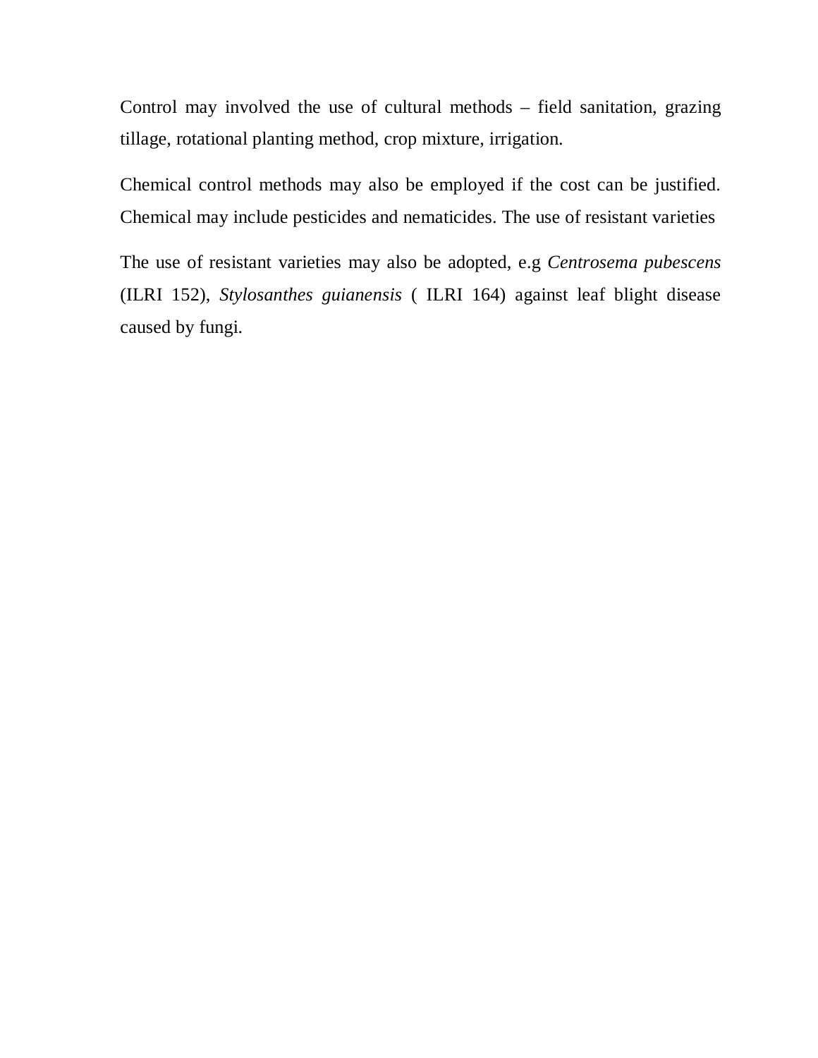Control may involved the use of cultural methods – field sanitation, grazing tillage, rotational planting method, crop mixture, irrigation.

Chemical control methods may also be employed if the cost can be justified. Chemical may include pesticides and nematicides. The use of resistant varieties

The use of resistant varieties may also be adopted, e.g *Centrosema pubescens* (ILRI 152), *Stylosanthes guianensis* ( ILRI 164) against leaf blight disease caused by fungi.